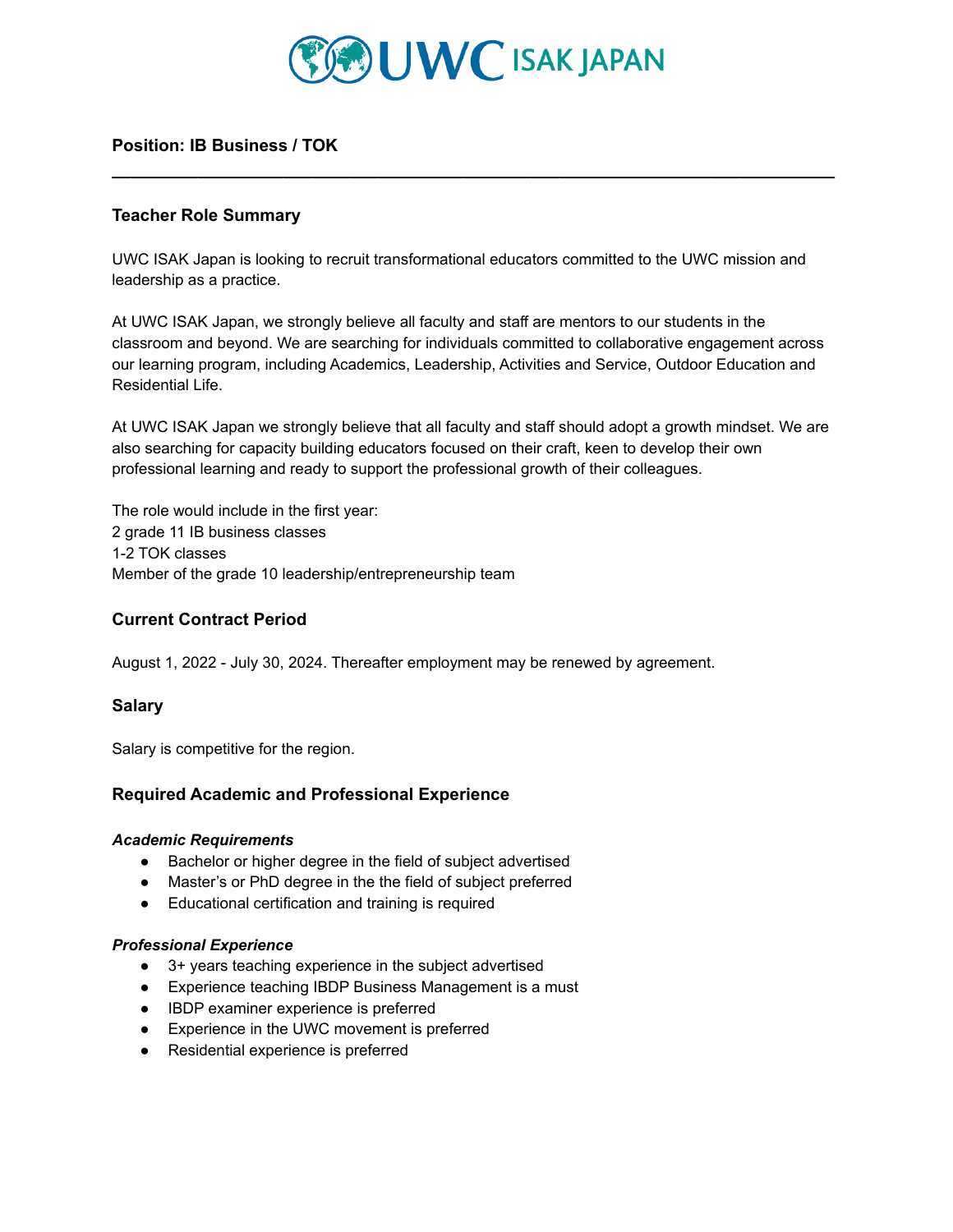**Position: IB Business / TOK**

---

## Teacher Role Summary

UWC ISAK Japan is looking to recruit transformational educators committed to the UWC mission and leadership as a practice.

At UWC ISAK Japan, we strongly believe all faculty and staff are mentors to our students in the classroom and beyond. We are searching for individuals committed to collaborative engagement across our learning program, including Academics, Leadership, Activities and Service, Outdoor Education and Residential Life.

At UWC ISAK Japan we strongly believe that all faculty and staff should adopt a growth mindset. We are also searching for capacity building educators focused on their craft, keen to develop their own professional learning and ready to support the professional growth of their colleagues.

The role would include in the first year:
2 grade 11 IB business classes
1-2 TOK classes
Member of the grade 10 leadership/entrepreneurship team

## Current Contract Period

August 1, 2022 - July 30, 2024. Thereafter employment may be renewed by agreement.

## Salary

Salary is competitive for the region.

## Required Academic and Professional Experience

***Academic Requirements***

- Bachelor or higher degree in the field of subject advertised
- Master's or PhD degree in the the field of subject preferred
- Educational certification and training is required

***Professional Experience***

- 3+ years teaching experience in the subject advertised
- Experience teaching IBDP Business Management is a must
- IBDP examiner experience is preferred
- Experience in the UWC movement is preferred
- Residential experience is preferred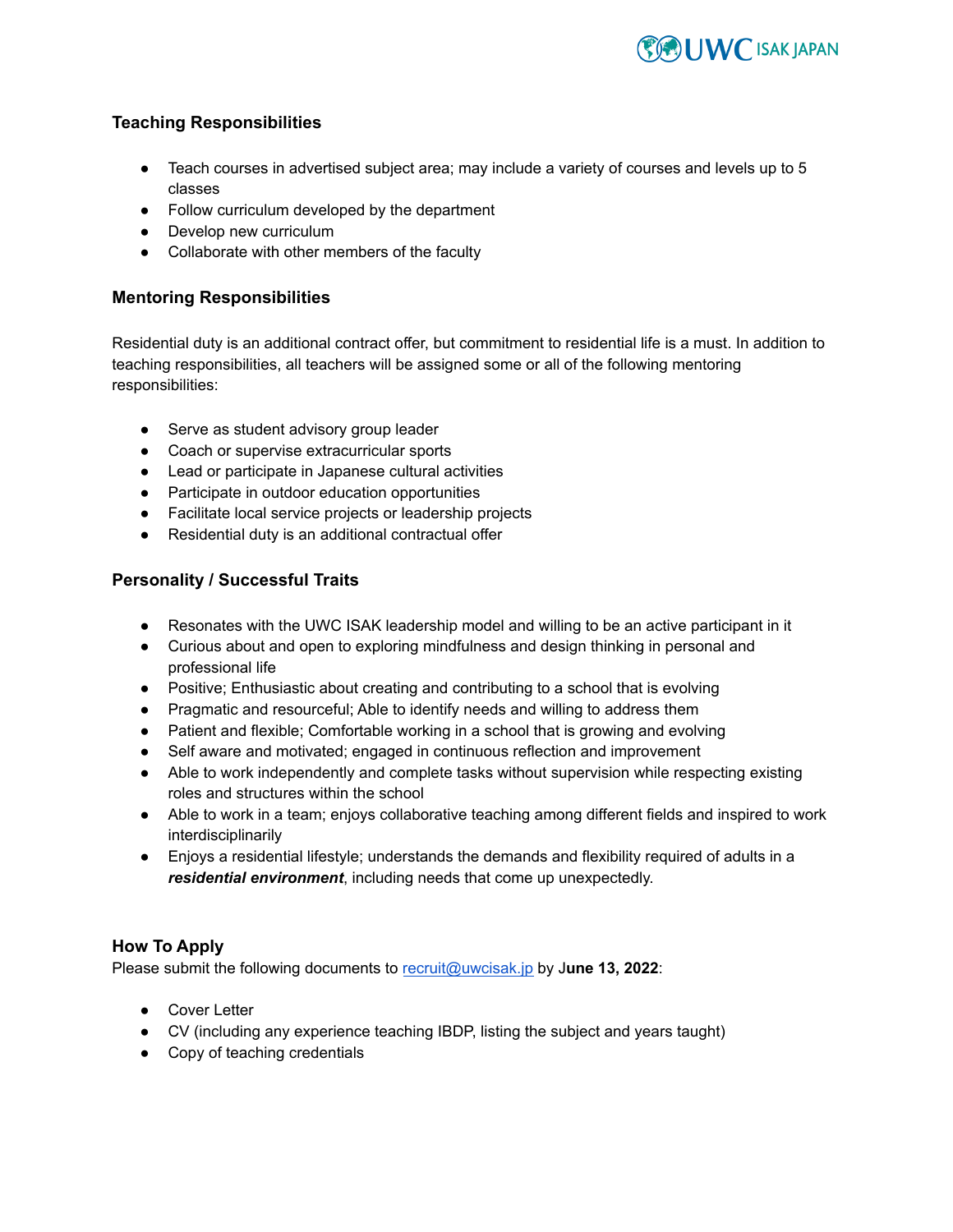### Teaching Responsibilities

- Teach courses in advertised subject area; may include a variety of courses and levels up to 5 classes
- Follow curriculum developed by the department
- Develop new curriculum
- Collaborate with other members of the faculty

### Mentoring Responsibilities

Residential duty is an additional contract offer, but commitment to residential life is a must. In addition to teaching responsibilities, all teachers will be assigned some or all of the following mentoring responsibilities:

- Serve as student advisory group leader
- Coach or supervise extracurricular sports
- Lead or participate in Japanese cultural activities
- Participate in outdoor education opportunities
- Facilitate local service projects or leadership projects
- Residential duty is an additional contractual offer

### Personality / Successful Traits

- Resonates with the UWC ISAK leadership model and willing to be an active participant in it
- Curious about and open to exploring mindfulness and design thinking in personal and professional life
- Positive; Enthusiastic about creating and contributing to a school that is evolving
- Pragmatic and resourceful; Able to identify needs and willing to address them
- Patient and flexible; Comfortable working in a school that is growing and evolving
- Self aware and motivated; engaged in continuous reflection and improvement
- Able to work independently and complete tasks without supervision while respecting existing roles and structures within the school
- Able to work in a team; enjoys collaborative teaching among different fields and inspired to work interdisciplinarily
- Enjoys a residential lifestyle; understands the demands and flexibility required of adults in a ***residential environment***, including needs that come up unexpectedly.

### How To Apply

Please submit the following documents to recruit@uwcisak.jp by J**une 13, 2022**:

- Cover Letter
- CV (including any experience teaching IBDP, listing the subject and years taught)
- Copy of teaching credentials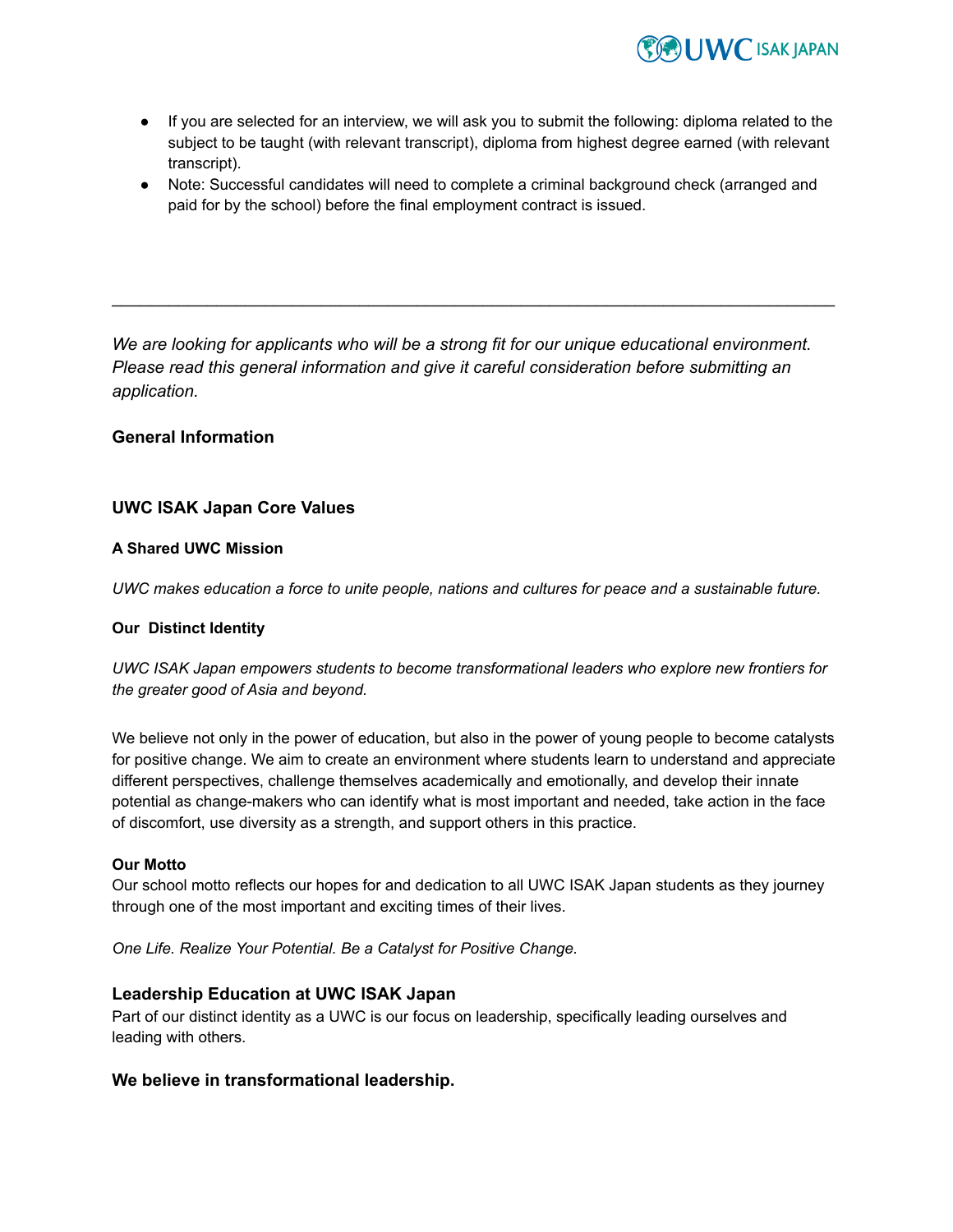- If you are selected for an interview, we will ask you to submit the following: diploma related to the subject to be taught (with relevant transcript), diploma from highest degree earned (with relevant transcript).
- Note: Successful candidates will need to complete a criminal background check (arranged and paid for by the school) before the final employment contract is issued.

---

*We are looking for applicants who will be a strong fit for our unique educational environment. Please read this general information and give it careful consideration before submitting an application.*

## General Information

## UWC ISAK Japan Core Values

### A Shared UWC Mission

*UWC makes education a force to unite people, nations and cultures for peace and a sustainable future.*

### Our Distinct Identity

*UWC ISAK Japan empowers students to become transformational leaders who explore new frontiers for the greater good of Asia and beyond.*

We believe not only in the power of education, but also in the power of young people to become catalysts for positive change. We aim to create an environment where students learn to understand and appreciate different perspectives, challenge themselves academically and emotionally, and develop their innate potential as change-makers who can identify what is most important and needed, take action in the face of discomfort, use diversity as a strength, and support others in this practice.

### Our Motto

Our school motto reflects our hopes for and dedication to all UWC ISAK Japan students as they journey through one of the most important and exciting times of their lives.

*One Life. Realize Your Potential. Be a Catalyst for Positive Change.*

## Leadership Education at UWC ISAK Japan

Part of our distinct identity as a UWC is our focus on leadership, specifically leading ourselves and leading with others.

## We believe in transformational leadership.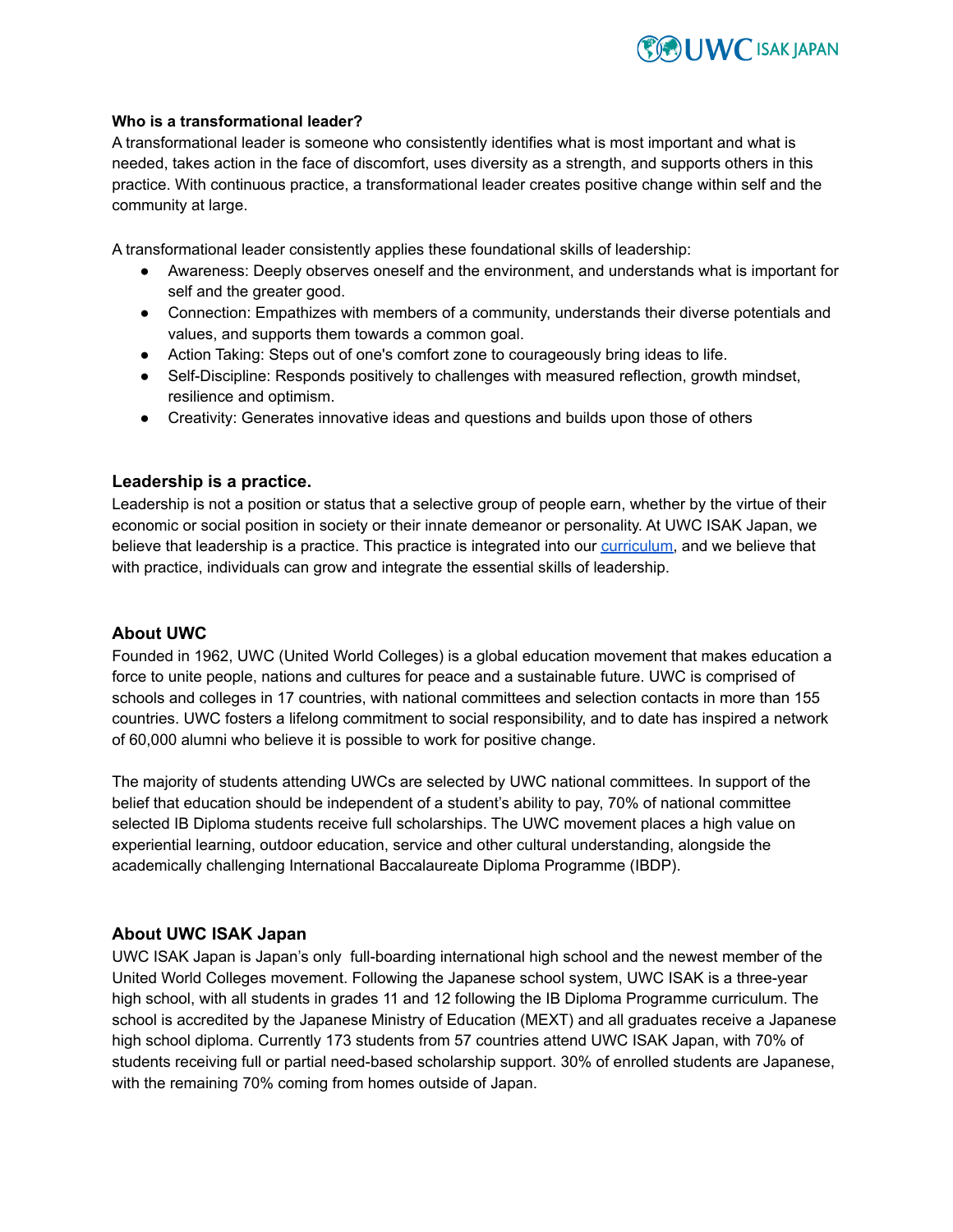**Who is a transformational leader?**

A transformational leader is someone who consistently identifies what is most important and what is needed, takes action in the face of discomfort, uses diversity as a strength, and supports others in this practice. With continuous practice, a transformational leader creates positive change within self and the community at large.

A transformational leader consistently applies these foundational skills of leadership:

- Awareness: Deeply observes oneself and the environment, and understands what is important for self and the greater good.
- Connection: Empathizes with members of a community, understands their diverse potentials and values, and supports them towards a common goal.
- Action Taking: Steps out of one's comfort zone to courageously bring ideas to life.
- Self-Discipline: Responds positively to challenges with measured reflection, growth mindset, resilience and optimism.
- Creativity: Generates innovative ideas and questions and builds upon those of others

## Leadership is a practice.

Leadership is not a position or status that a selective group of people earn, whether by the virtue of their economic or social position in society or their innate demeanor or personality. At UWC ISAK Japan, we believe that leadership is a practice. This practice is integrated into our curriculum, and we believe that with practice, individuals can grow and integrate the essential skills of leadership.

## About UWC

Founded in 1962, UWC (United World Colleges) is a global education movement that makes education a force to unite people, nations and cultures for peace and a sustainable future. UWC is comprised of schools and colleges in 17 countries, with national committees and selection contacts in more than 155 countries. UWC fosters a lifelong commitment to social responsibility, and to date has inspired a network of 60,000 alumni who believe it is possible to work for positive change.

The majority of students attending UWCs are selected by UWC national committees. In support of the belief that education should be independent of a student's ability to pay, 70% of national committee selected IB Diploma students receive full scholarships. The UWC movement places a high value on experiential learning, outdoor education, service and other cultural understanding, alongside the academically challenging International Baccalaureate Diploma Programme (IBDP).

## About UWC ISAK Japan

UWC ISAK Japan is Japan's only full-boarding international high school and the newest member of the United World Colleges movement. Following the Japanese school system, UWC ISAK is a three-year high school, with all students in grades 11 and 12 following the IB Diploma Programme curriculum. The school is accredited by the Japanese Ministry of Education (MEXT) and all graduates receive a Japanese high school diploma. Currently 173 students from 57 countries attend UWC ISAK Japan, with 70% of students receiving full or partial need-based scholarship support. 30% of enrolled students are Japanese, with the remaining 70% coming from homes outside of Japan.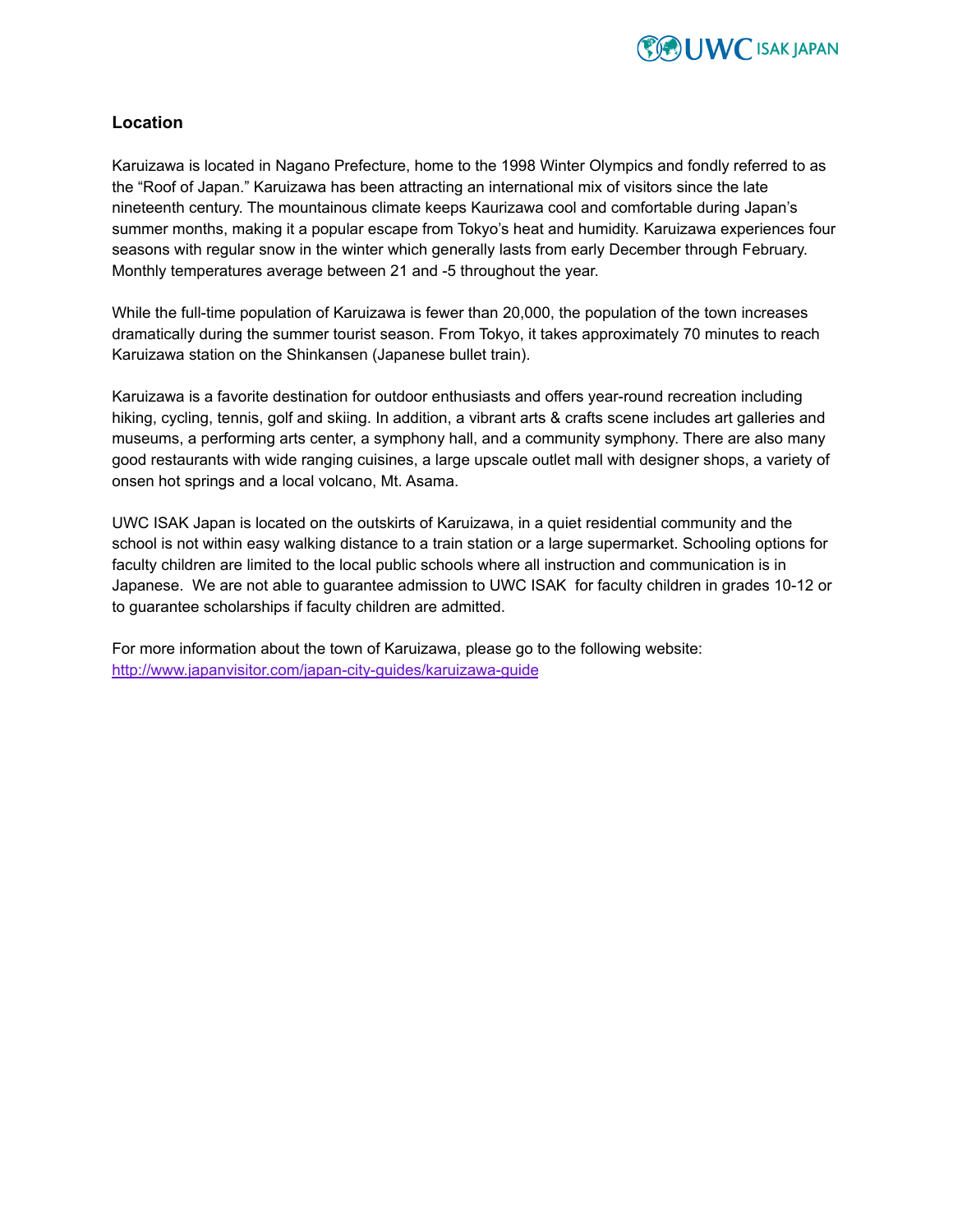## Location

Karuizawa is located in Nagano Prefecture, home to the 1998 Winter Olympics and fondly referred to as the “Roof of Japan.” Karuizawa has been attracting an international mix of visitors since the late nineteenth century. The mountainous climate keeps Kaurizawa cool and comfortable during Japan’s summer months, making it a popular escape from Tokyo’s heat and humidity. Karuizawa experiences four seasons with regular snow in the winter which generally lasts from early December through February. Monthly temperatures average between 21 and -5 throughout the year.

While the full-time population of Karuizawa is fewer than 20,000, the population of the town increases dramatically during the summer tourist season. From Tokyo, it takes approximately 70 minutes to reach Karuizawa station on the Shinkansen (Japanese bullet train).

Karuizawa is a favorite destination for outdoor enthusiasts and offers year-round recreation including hiking, cycling, tennis, golf and skiing. In addition, a vibrant arts & crafts scene includes art galleries and museums, a performing arts center, a symphony hall, and a community symphony. There are also many good restaurants with wide ranging cuisines, a large upscale outlet mall with designer shops, a variety of onsen hot springs and a local volcano, Mt. Asama.

UWC ISAK Japan is located on the outskirts of Karuizawa, in a quiet residential community and the school is not within easy walking distance to a train station or a large supermarket. Schooling options for faculty children are limited to the local public schools where all instruction and communication is in Japanese. We are not able to guarantee admission to UWC ISAK for faculty children in grades 10-12 or to guarantee scholarships if faculty children are admitted.

For more information about the town of Karuizawa, please go to the following website:
http://www.japanvisitor.com/japan-city-guides/karuizawa-guide